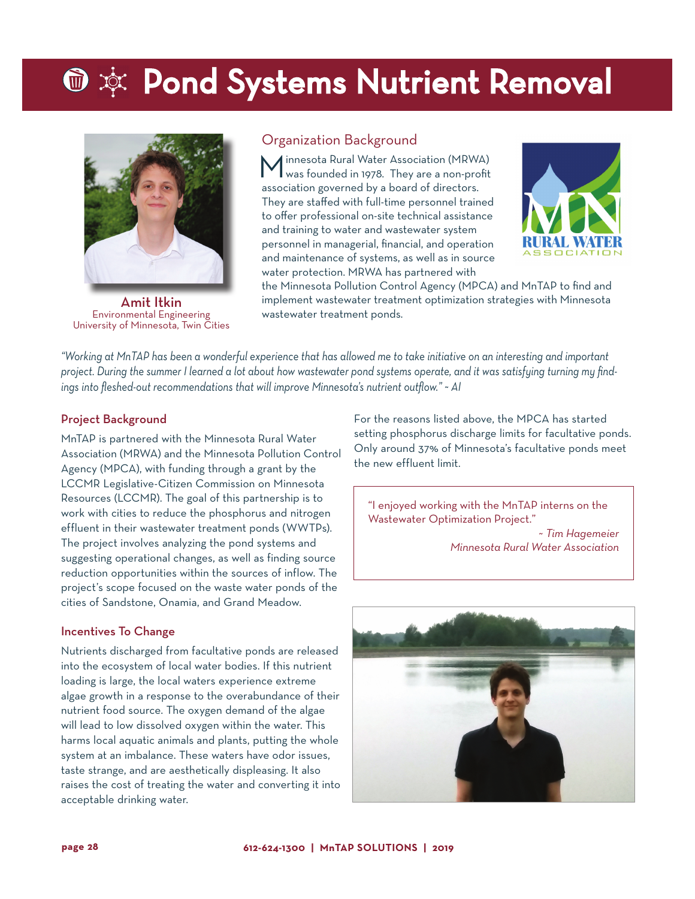# Pond Systems Nutrient Removal

**Amit Itkin**
Environmental Engineering
University of Minnesota, Twin Cities

## Organization Background

Minnesota Rural Water Association (MRWA) was founded in 1978. They are a non-profit association governed by a board of directors. They are staffed with full-time personnel trained to offer professional on-site technical assistance and training to water and wastewater system personnel in managerial, financial, and operation and maintenance of systems, as well as in source water protection. MRWA has partnered with the Minnesota Pollution Control Agency (MPCA) and MnTAP to find and implement wastewater treatment optimization strategies with Minnesota wastewater treatment ponds.

*"Working at MnTAP has been a wonderful experience that has allowed me to take initiative on an interesting and important project. During the summer I learned a lot about how wastewater pond systems operate, and it was satisfying turning my findings into fleshed-out recommendations that will improve Minnesota's nutrient outflow." ~ AI*

## Project Background

MnTAP is partnered with the Minnesota Rural Water Association (MRWA) and the Minnesota Pollution Control Agency (MPCA), with funding through a grant by the LCCMR Legislative-Citizen Commission on Minnesota Resources (LCCMR). The goal of this partnership is to work with cities to reduce the phosphorus and nitrogen effluent in their wastewater treatment ponds (WWTPs). The project involves analyzing the pond systems and suggesting operational changes, as well as finding source reduction opportunities within the sources of inflow. The project's scope focused on the waste water ponds of the cities of Sandstone, Onamia, and Grand Meadow.

## Incentives To Change

Nutrients discharged from facultative ponds are released into the ecosystem of local water bodies. If this nutrient loading is large, the local waters experience extreme algae growth in a response to the overabundance of their nutrient food source. The oxygen demand of the algae will lead to low dissolved oxygen within the water. This harms local aquatic animals and plants, putting the whole system at an imbalance. These waters have odor issues, taste strange, and are aesthetically displeasing. It also raises the cost of treating the water and converting it into acceptable drinking water.

For the reasons listed above, the MPCA has started setting phosphorus discharge limits for facultative ponds. Only around 37% of Minnesota's facultative ponds meet the new effluent limit.

> "I enjoyed working with the MnTAP interns on the Wastewater Optimization Project."
> *~ Tim Hagemeier*
> *Minnesota Rural Water Association*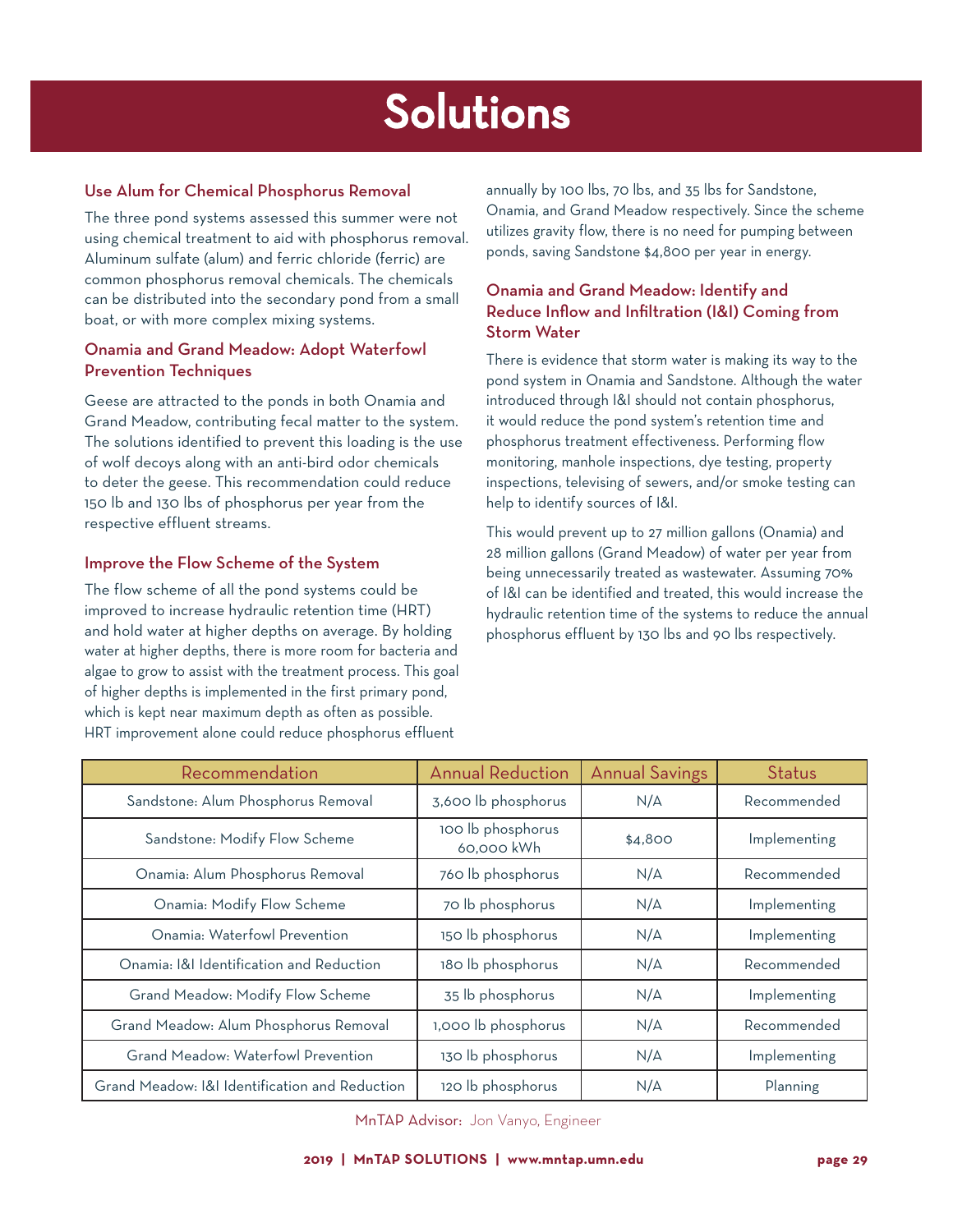# Solutions

### Use Alum for Chemical Phosphorus Removal

The three pond systems assessed this summer were not using chemical treatment to aid with phosphorus removal. Aluminum sulfate (alum) and ferric chloride (ferric) are common phosphorus removal chemicals. The chemicals can be distributed into the secondary pond from a small boat, or with more complex mixing systems.

### Onamia and Grand Meadow: Adopt Waterfowl Prevention Techniques

Geese are attracted to the ponds in both Onamia and Grand Meadow, contributing fecal matter to the system. The solutions identified to prevent this loading is the use of wolf decoys along with an anti-bird odor chemicals to deter the geese. This recommendation could reduce 150 lb and 130 lbs of phosphorus per year from the respective effluent streams.

### Improve the Flow Scheme of the System

The flow scheme of all the pond systems could be improved to increase hydraulic retention time (HRT) and hold water at higher depths on average. By holding water at higher depths, there is more room for bacteria and algae to grow to assist with the treatment process. This goal of higher depths is implemented in the first primary pond, which is kept near maximum depth as often as possible. HRT improvement alone could reduce phosphorus effluent annually by 100 lbs, 70 lbs, and 35 lbs for Sandstone, Onamia, and Grand Meadow respectively. Since the scheme utilizes gravity flow, there is no need for pumping between ponds, saving Sandstone $4,800 per year in energy.

### Onamia and Grand Meadow: Identify and Reduce Inflow and Infiltration (I&I) Coming from Storm Water

There is evidence that storm water is making its way to the pond system in Onamia and Sandstone. Although the water introduced through I&I should not contain phosphorus, it would reduce the pond system's retention time and phosphorus treatment effectiveness. Performing flow monitoring, manhole inspections, dye testing, property inspections, televising of sewers, and/or smoke testing can help to identify sources of I&I.

This would prevent up to 27 million gallons (Onamia) and 28 million gallons (Grand Meadow) of water per year from being unnecessarily treated as wastewater. Assuming 70% of I&I can be identified and treated, this would increase the hydraulic retention time of the systems to reduce the annual phosphorus effluent by 130 lbs and 90 lbs respectively.

| Recommendation | Annual Reduction | Annual Savings | Status |
|---|---|---|---|
| Sandstone: Alum Phosphorus Removal | 3,600 lb phosphorus | N/A | Recommended |
| Sandstone: Modify Flow Scheme | 100 lb phosphorus<br>60,000 kWh | $4,800 | Implementing |
| Onamia: Alum Phosphorus Removal | 760 lb phosphorus | N/A | Recommended |
| Onamia: Modify Flow Scheme | 70 lb phosphorus | N/A | Implementing |
| Onamia: Waterfowl Prevention | 150 lb phosphorus | N/A | Implementing |
| Onamia: I&I Identification and Reduction | 180 lb phosphorus | N/A | Recommended |
| Grand Meadow: Modify Flow Scheme | 35 lb phosphorus | N/A | Implementing |
| Grand Meadow: Alum Phosphorus Removal | 1,000 lb phosphorus | N/A | Recommended |
| Grand Meadow: Waterfowl Prevention | 130 lb phosphorus | N/A | Implementing |
| Grand Meadow: I&I Identification and Reduction | 120 lb phosphorus | N/A | Planning |

MnTAP Advisor: Jon Vanyo, Engineer